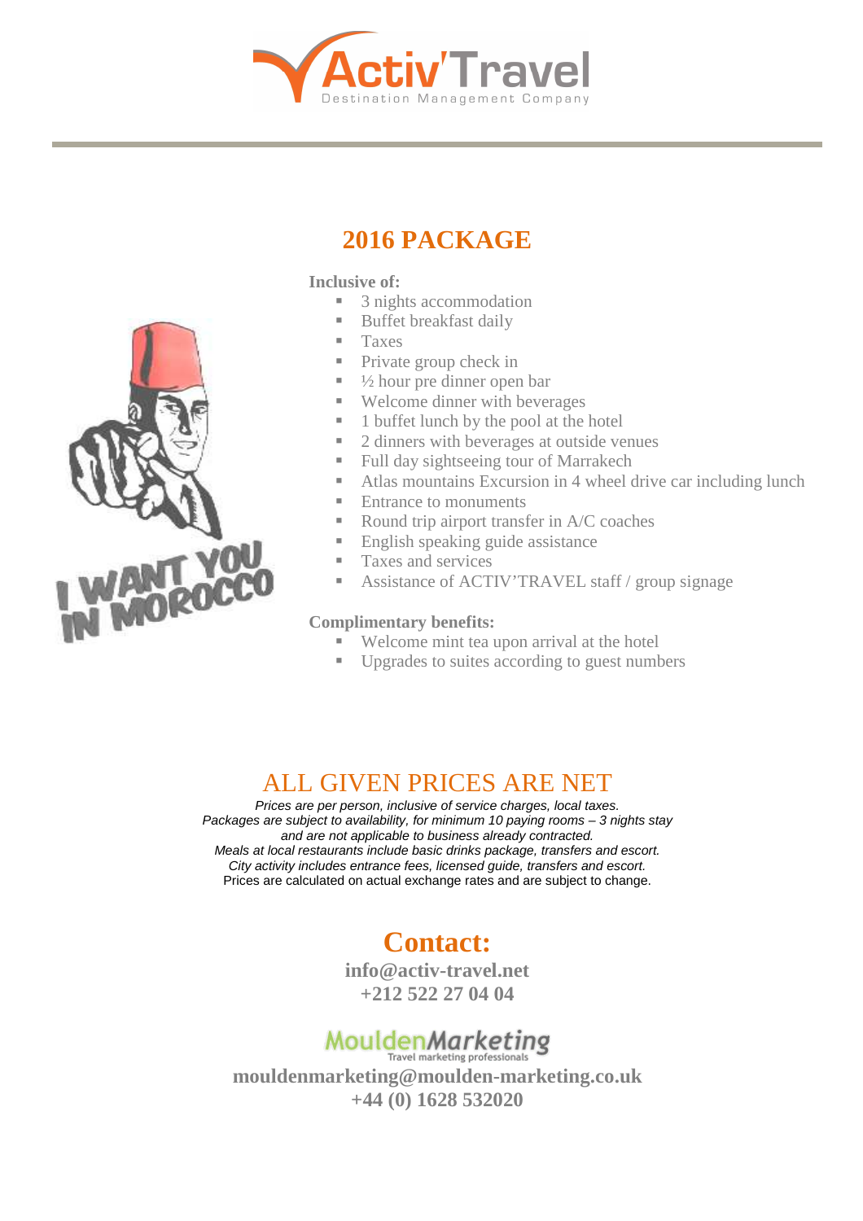# 2016 PACKAGE

**Inclusive of:**

- 3 nights accommodation
- Buffet breakfast daily
- Taxes
- Private group check in
- ½ hour pre dinner open bar
- Welcome dinner with beverages
- 1 buffet lunch by the pool at the hotel
- 2 dinners with beverages at outside venues
- Full day sightseeing tour of Marrakech
- Atlas mountains Excursion in 4 wheel drive car including lunch
- Entrance to monuments
- Round trip airport transfer in A/C coaches
- English speaking guide assistance
- Taxes and services
- Assistance of ACTIV'TRAVEL staff / group signage

**Complimentary benefits:**

- Welcome mint tea upon arrival at the hotel
- Upgrades to suites according to guest numbers

## ALL GIVEN PRICES ARE NET

*Prices are per person, inclusive of service charges, local taxes.*
*Packages are subject to availability, for minimum 10 paying rooms – 3 nights stay and are not applicable to business already contracted.*
*Meals at local restaurants include basic drinks package, transfers and escort.*
*City activity includes entrance fees, licensed guide, transfers and escort.*
Prices are calculated on actual exchange rates and are subject to change.

## Contact:

**info@activ-travel.net**
**+212 522 27 04 04**

MouldenMarketing
Travel marketing professionals

**mouldenmarketing@moulden-marketing.co.uk**
**+44 (0) 1628 532020**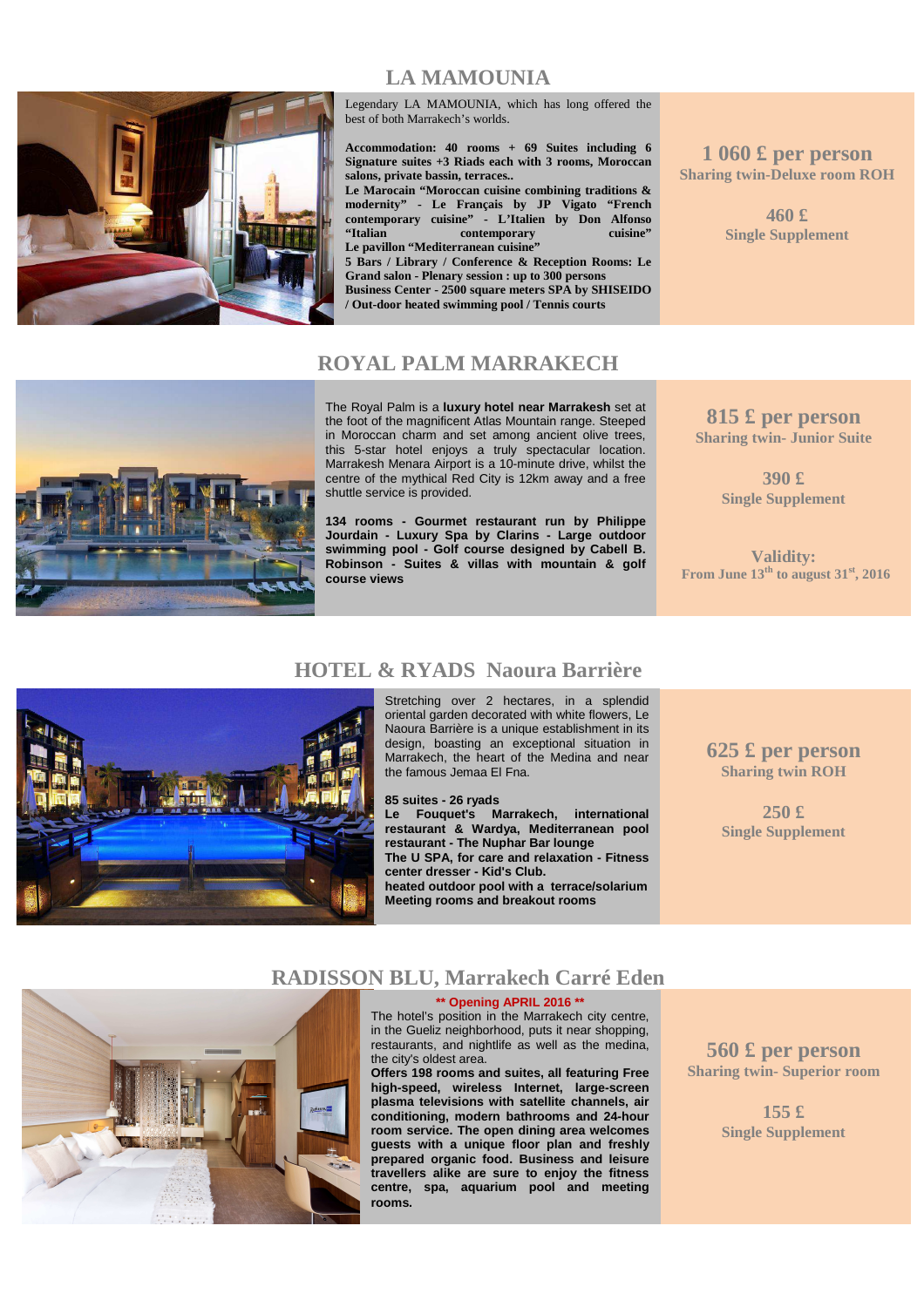## LA MAMOUNIA

Legendary LA MAMOUNIA, which has long offered the best of both Marrakech's worlds.

**Accommodation: 40 rooms + 69 Suites including 6 Signature suites +3 Riads each with 3 rooms, Moroccan salons, private bassin, terraces..**
**Le Marocain "Moroccan cuisine combining traditions & modernity" - Le Français by JP Vigato "French contemporary cuisine" - L'Italien by Don Alfonso "Italian contemporary cuisine"**
**Le pavillon "Mediterranean cuisine"**
**5 Bars / Library / Conference & Reception Rooms: Le Grand salon - Plenary session : up to 300 persons**
**Business Center - 2500 square meters SPA by SHISEIDO / Out-door heated swimming pool / Tennis courts**

**1 060 £ per person**
**Sharing twin-Deluxe room ROH**

**460 £**
**Single Supplement**

## ROYAL PALM MARRAKECH

The Royal Palm is a **luxury hotel near Marrakesh** set at the foot of the magnificent Atlas Mountain range. Steeped in Moroccan charm and set among ancient olive trees, this 5-star hotel enjoys a truly spectacular location. Marrakesh Menara Airport is a 10-minute drive, whilst the centre of the mythical Red City is 12km away and a free shuttle service is provided.

**134 rooms - Gourmet restaurant run by Philippe Jourdain - Luxury Spa by Clarins - Large outdoor swimming pool - Golf course designed by Cabell B. Robinson - Suites & villas with mountain & golf course views**

**815 £ per person**
**Sharing twin- Junior Suite**

**390 £**
**Single Supplement**

**Validity:**
**From June 13th to august 31st, 2016**

## HOTEL & RYADS Naoura Barrière

Stretching over 2 hectares, in a splendid oriental garden decorated with white flowers, Le Naoura Barrière is a unique establishment in its design, boasting an exceptional situation in Marrakech, the heart of the Medina and near the famous Jemaa El Fna.

**85 suites - 26 ryads**
**Le Fouquet's Marrakech, international restaurant & Wardya, Mediterranean pool restaurant - The Nuphar Bar lounge**
**The U SPA, for care and relaxation - Fitness center dresser - Kid's Club.**
**heated outdoor pool with a terrace/solarium**
**Meeting rooms and breakout rooms**

**625 £ per person**
**Sharing twin ROH**

**250 £**
**Single Supplement**

## RADISSON BLU, Marrakech Carré Eden

**\*\* Opening APRIL 2016 \*\***

The hotel's position in the Marrakech city centre, in the Gueliz neighborhood, puts it near shopping, restaurants, and nightlife as well as the medina, the city's oldest area.
**Offers 198 rooms and suites, all featuring Free high-speed, wireless Internet, large-screen plasma televisions with satellite channels, air conditioning, modern bathrooms and 24-hour room service. The open dining area welcomes guests with a unique floor plan and freshly prepared organic food. Business and leisure travellers alike are sure to enjoy the fitness centre, spa, aquarium pool and meeting rooms.**

**560 £ per person**
**Sharing twin- Superior room**

**155 £**
**Single Supplement**